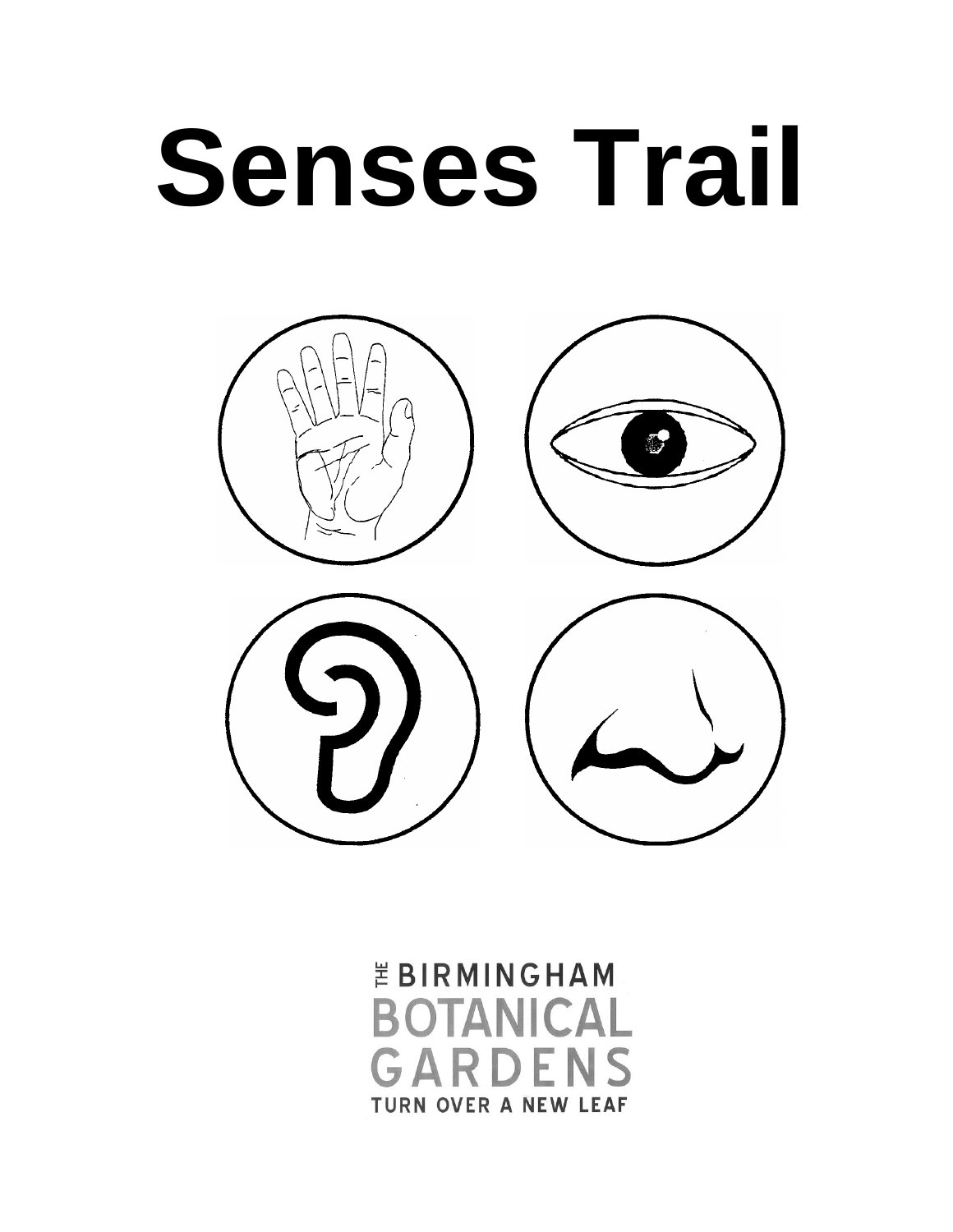# Senses Trail

THE BIRMINGHAM
BOTANICAL
GARDENS
TURN OVER A NEW LEAF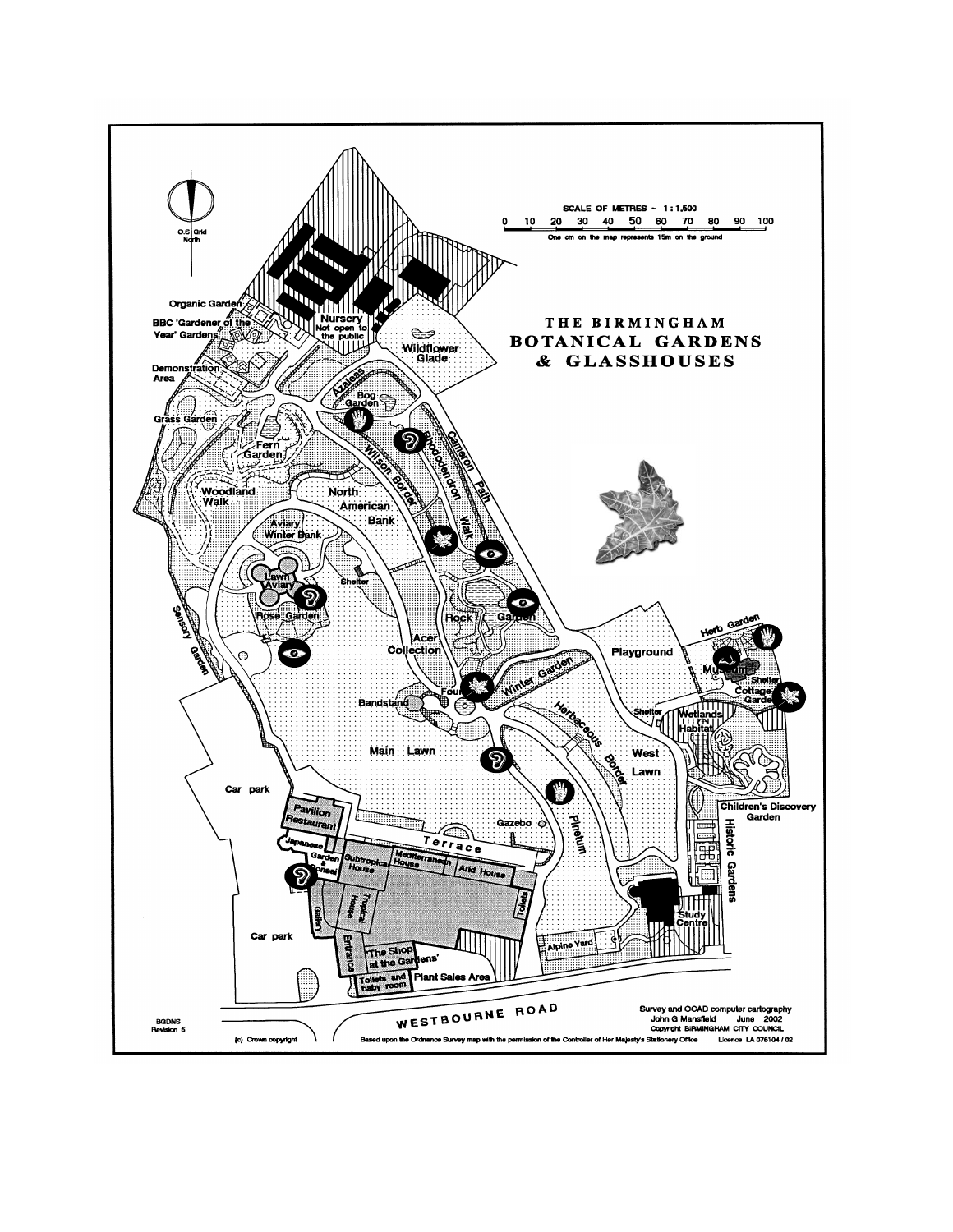# THE BIRMINGHAM BOTANICAL GARDENS & GLASSHOUSES

O.S Grid North

SCALE OF METRES ~ 1 : 1,500

0 10 20 30 40 50 60 70 80 90 100

One cm on the map represents 15m on the ground

Organic Garden
BBC 'Gardener of the Year' Gardens
Demonstration Area
Grass Garden
Nursery Not open to the public
Wildflower Glade
Azaleas
Bog Garden
Fern Garden
Woodland Walk
Wilson Border
Rhododendron Walk
Cameron Path
North American Bank
Aviary Winter Bank
Lawn Aviary
Shelter
Rose Garden
Sensory Garden
Rock Garden
Acer Collection
Playground
Herb Garden
Museum
Shelter
Cottage Garden
Winter Garden
Fountain
Bandstand
Herbaceous Border
Shelter
Wetlands Habitat
West Lawn
Main Lawn
Children's Discovery Garden
Car park
Pavilion Restaurant
Gazebo
Pinetum
Historic Gardens
Terrace
Japanese Garden & Bonsai
Subtropical House
Mediterranean House
Arid House
Tropical House
Toilets
Gallery
Entrance
'The Shop at the Gardens'
Study Centre
Car park
Alpine Yard
Toilets and baby room
Plant Sales Area
WESTBOURNE ROAD

BGDNS
Revision 5

(c) Crown copyright

Survey and OCAD computer cartography
John G Mansfield June 2002
Copyright BIRMINGHAM CITY COUNCIL

Based upon the Ordnance Survey map with the permission of the Controller of Her Majesty's Stationery Office Licence LA 076104 / 02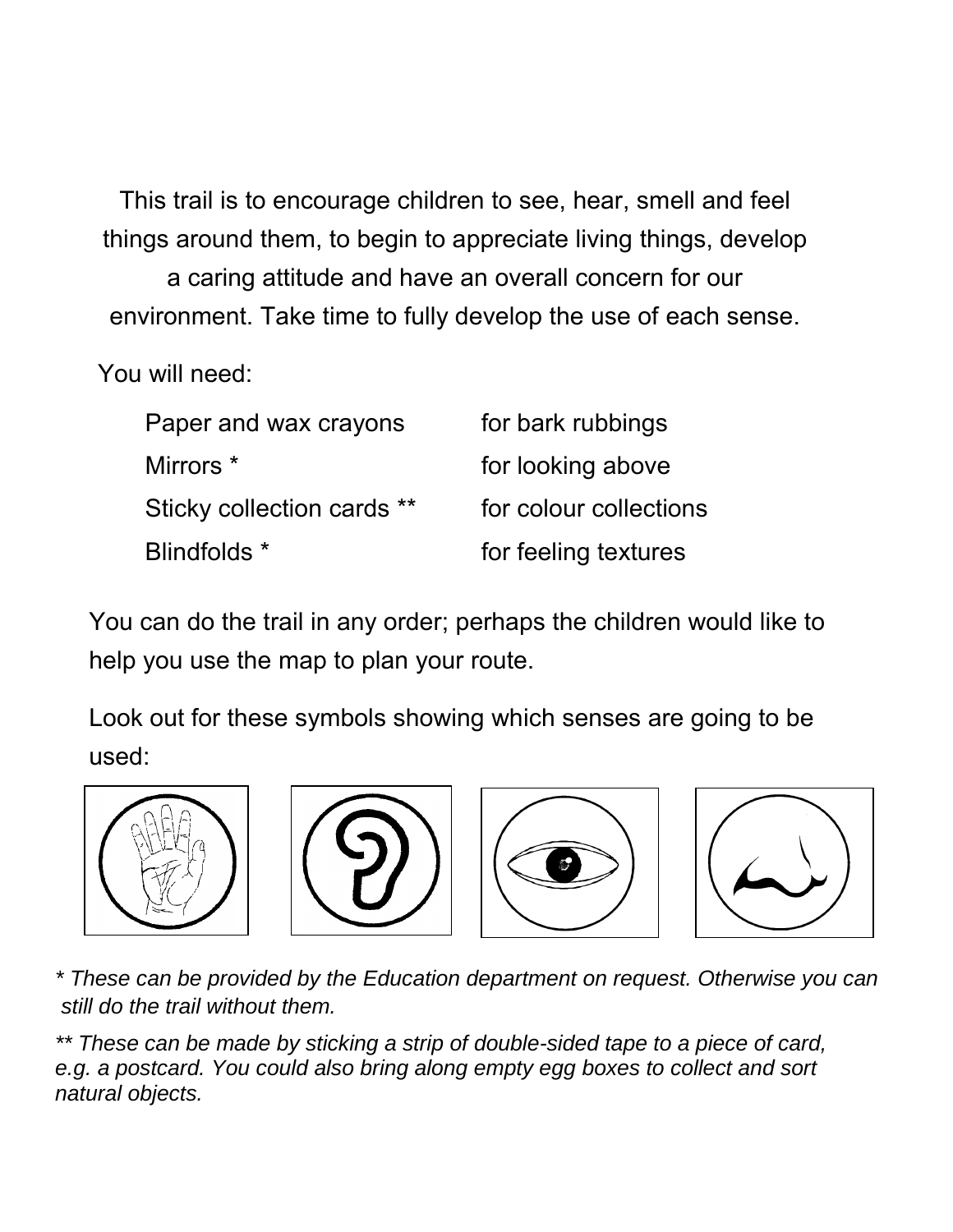This trail is to encourage children to see, hear, smell and feel things around them, to begin to appreciate living things, develop a caring attitude and have an overall concern for our environment. Take time to fully develop the use of each sense.

You will need:

| | |
|---|---|
| Paper and wax crayons | for bark rubbings |
| Mirrors * | for looking above |
| Sticky collection cards ** | for colour collections |
| Blindfolds * | for feeling textures |

You can do the trail in any order; perhaps the children would like to help you use the map to plan your route.

Look out for these symbols showing which senses are going to be used:

*\* These can be provided by the Education department on request. Otherwise you can still do the trail without them.*

*\*\* These can be made by sticking a strip of double-sided tape to a piece of card, e.g. a postcard. You could also bring along empty egg boxes to collect and sort natural objects.*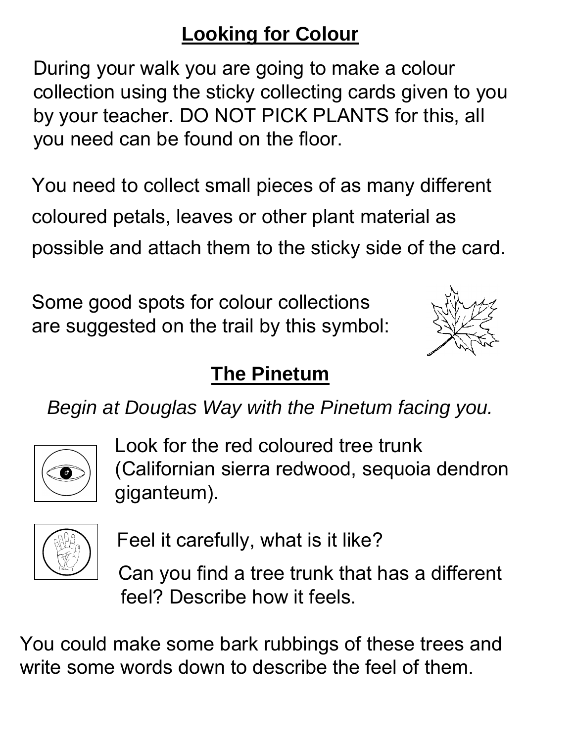## Looking for Colour

During your walk you are going to make a colour collection using the sticky collecting cards given to you by your teacher. DO NOT PICK PLANTS for this, all you need can be found on the floor.

You need to collect small pieces of as many different coloured petals, leaves or other plant material as possible and attach them to the sticky side of the card.

Some good spots for colour collections are suggested on the trail by this symbol:

## The Pinetum

*Begin at Douglas Way with the Pinetum facing you.*

Look for the red coloured tree trunk (Californian sierra redwood, sequoia dendron giganteum).

Feel it carefully, what is it like?

Can you find a tree trunk that has a different feel? Describe how it feels.

You could make some bark rubbings of these trees and write some words down to describe the feel of them.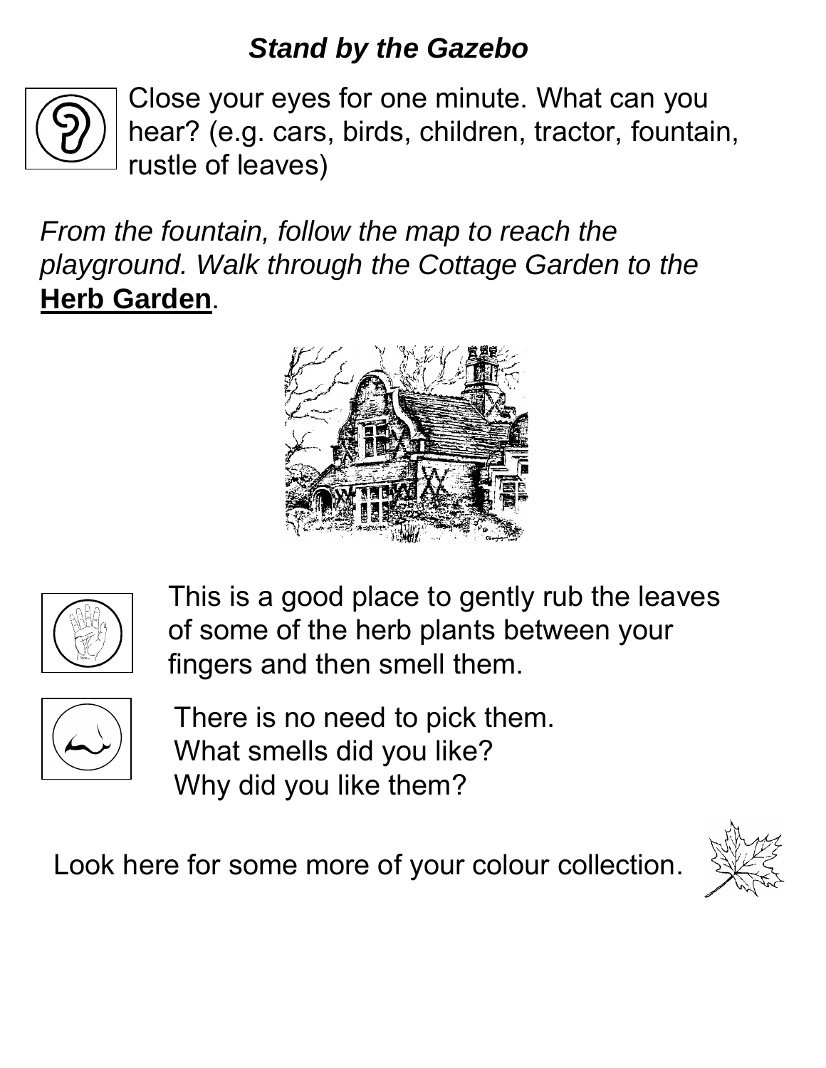***Stand by the Gazebo***

Close your eyes for one minute. What can you hear? (e.g. cars, birds, children, tractor, fountain, rustle of leaves)

*From the fountain, follow the map to reach the playground. Walk through the Cottage Garden to the* **Herb Garden**.

This is a good place to gently rub the leaves of some of the herb plants between your fingers and then smell them.

There is no need to pick them.
What smells did you like?
Why did you like them?

Look here for some more of your colour collection.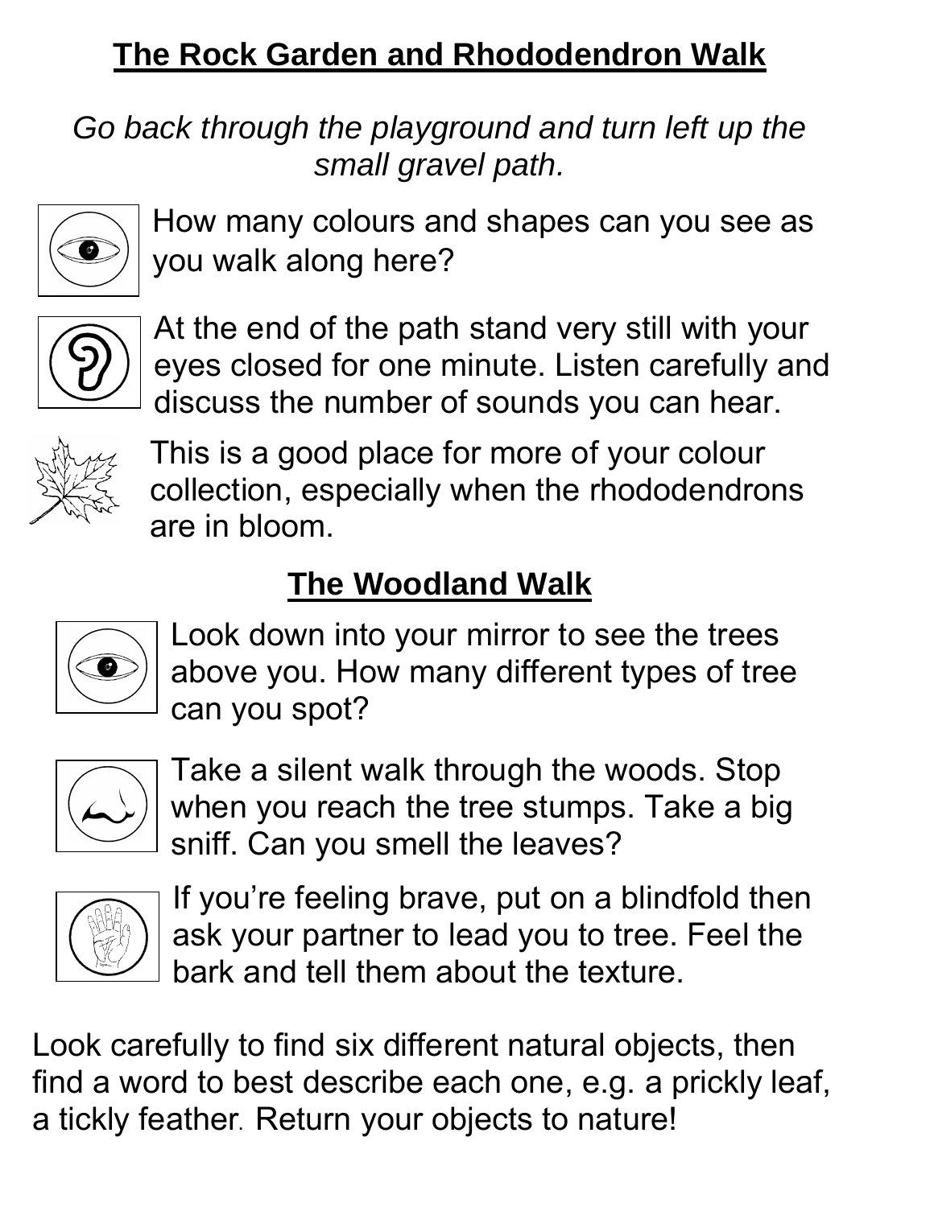## The Rock Garden and Rhododendron Walk

*Go back through the playground and turn left up the small gravel path.*

How many colours and shapes can you see as you walk along here?

At the end of the path stand very still with your eyes closed for one minute. Listen carefully and discuss the number of sounds you can hear.

This is a good place for more of your colour collection, especially when the rhododendrons are in bloom.

## The Woodland Walk

Look down into your mirror to see the trees above you. How many different types of tree can you spot?

Take a silent walk through the woods. Stop when you reach the tree stumps. Take a big sniff. Can you smell the leaves?

If you're feeling brave, put on a blindfold then ask your partner to lead you to tree. Feel the bark and tell them about the texture.

Look carefully to find six different natural objects, then find a word to best describe each one, e.g. a prickly leaf, a tickly feather. Return your objects to nature!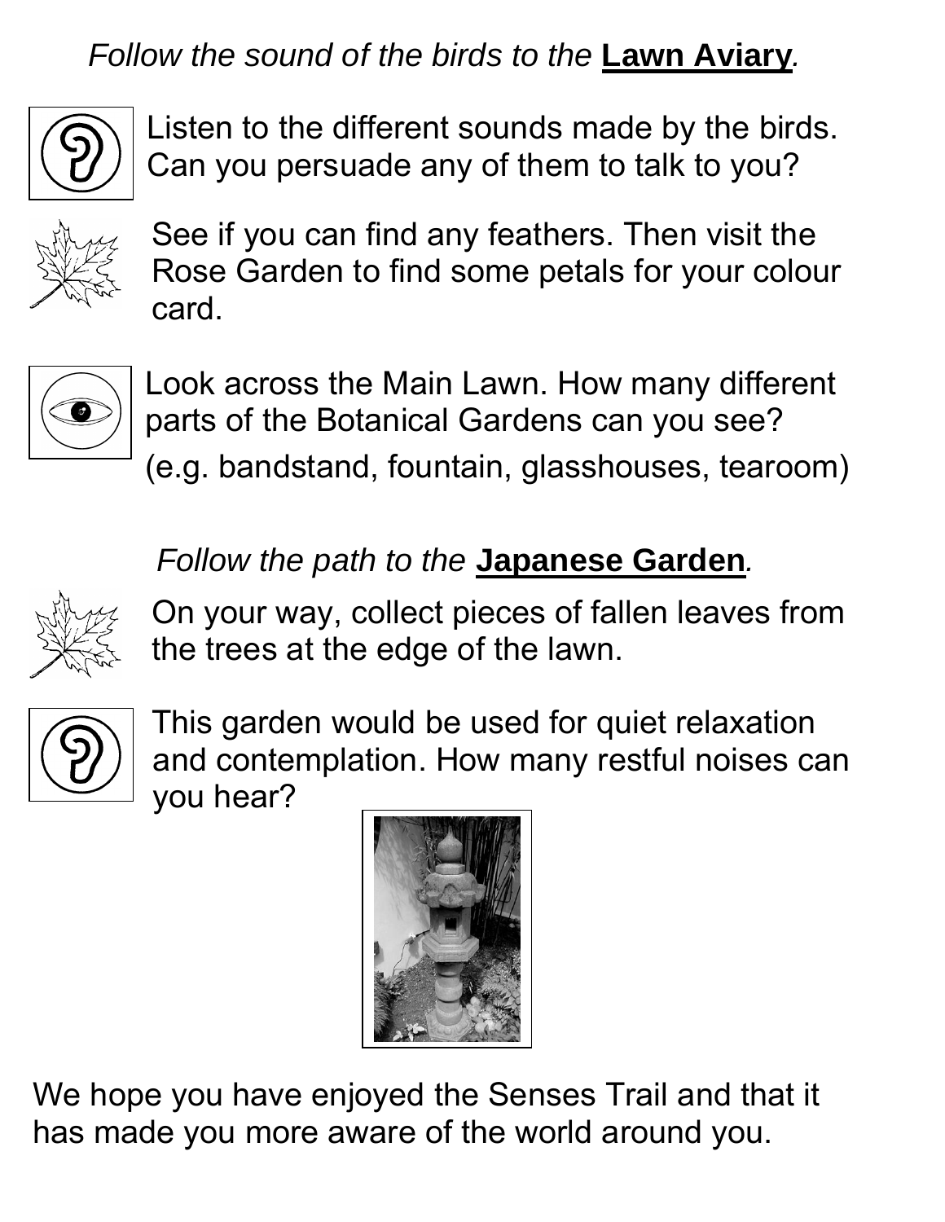*Follow the sound of the birds to the* ***Lawn Aviary****.*

Listen to the different sounds made by the birds. Can you persuade any of them to talk to you?

See if you can find any feathers. Then visit the Rose Garden to find some petals for your colour card.

Look across the Main Lawn. How many different parts of the Botanical Gardens can you see? (e.g. bandstand, fountain, glasshouses, tearoom)

*Follow the path to the* ***Japanese Garden****.*

On your way, collect pieces of fallen leaves from the trees at the edge of the lawn.

This garden would be used for quiet relaxation and contemplation. How many restful noises can you hear?

We hope you have enjoyed the Senses Trail and that it has made you more aware of the world around you.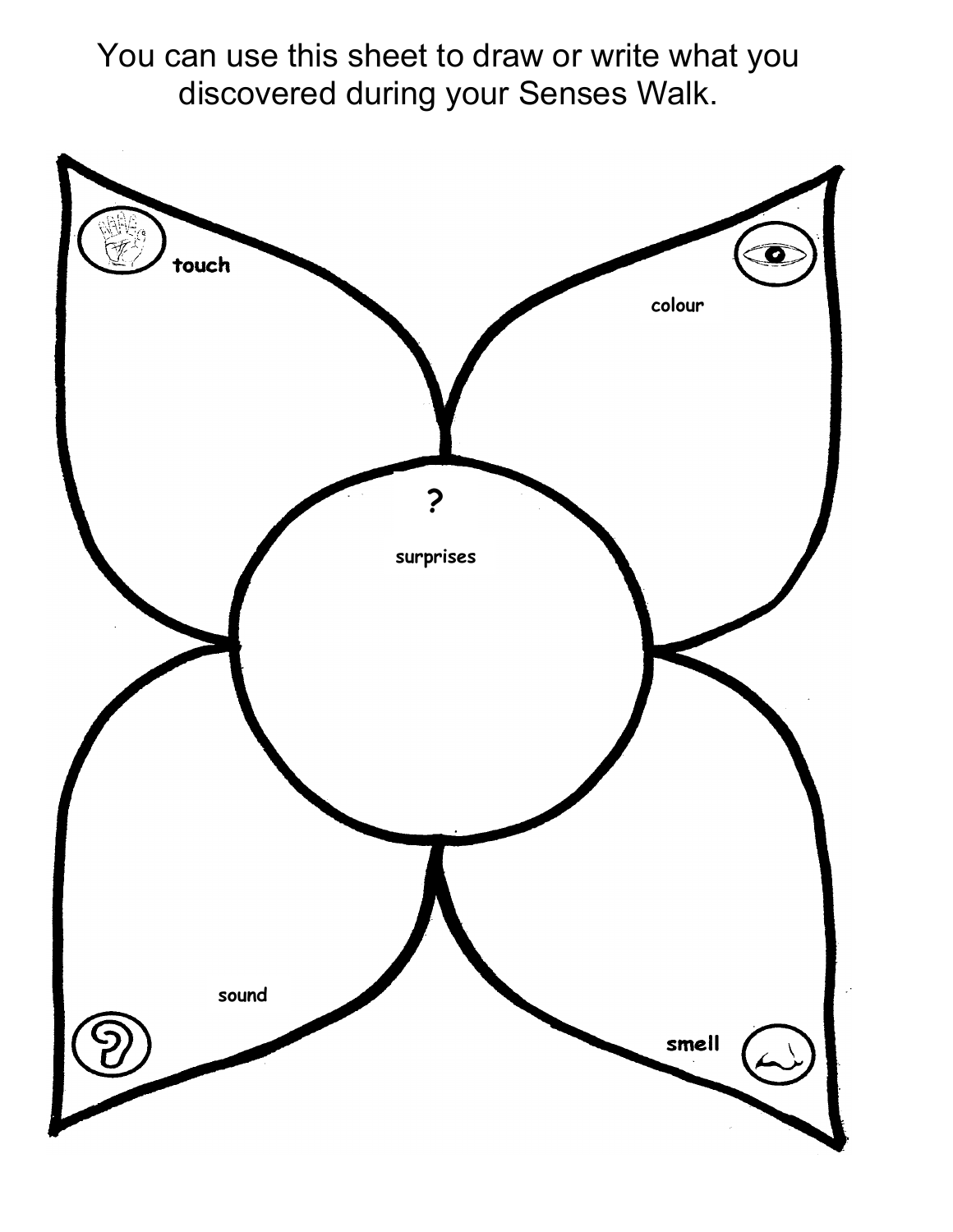You can use this sheet to draw or write what you discovered during your Senses Walk.

touch

colour

?

surprises

sound

smell